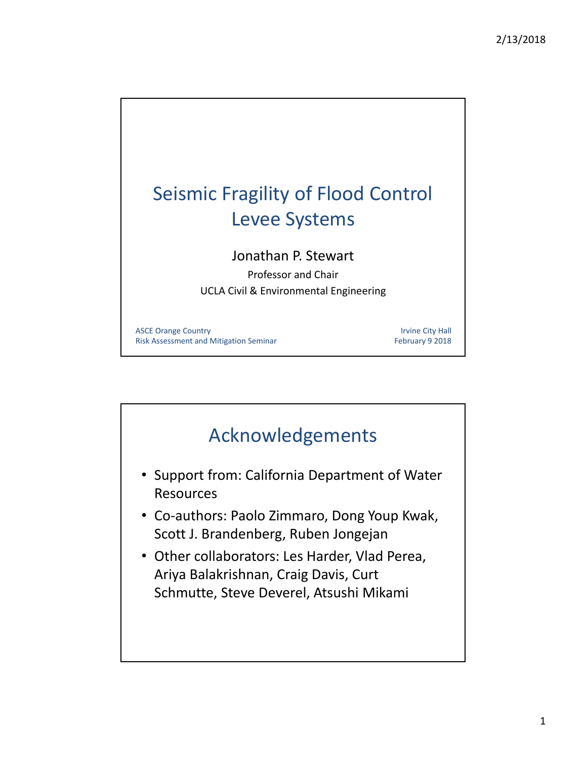# Seismic Fragility of Flood Control Levee Systems

Jonathan P. Stewart

Professor and Chair

UCLA Civil & Environmental Engineering

ASCE Orange Country
Risk Assessment and Mitigation Seminar

Irvine City Hall
February 9 2018

## Acknowledgements

- Support from: California Department of Water Resources
- Co-authors: Paolo Zimmaro, Dong Youp Kwak, Scott J. Brandenberg, Ruben Jongejan
- Other collaborators: Les Harder, Vlad Perea, Ariya Balakrishnan, Craig Davis, Curt Schmutte, Steve Deverel, Atsushi Mikami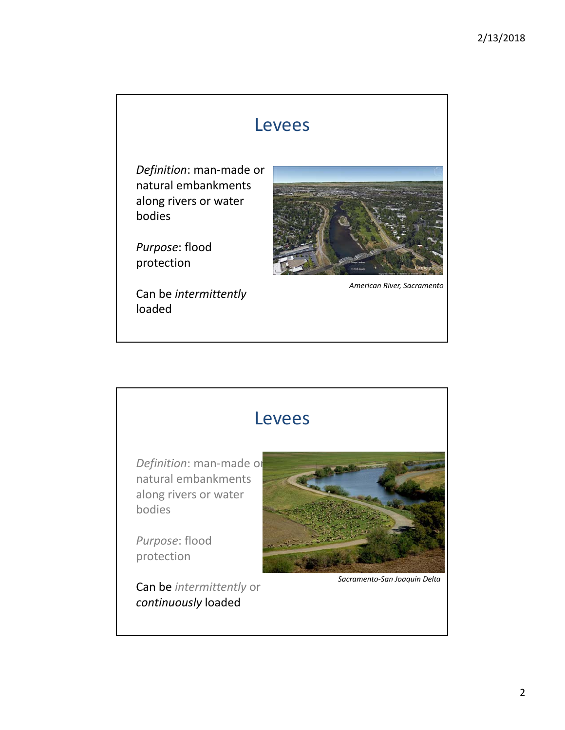# Levees

*Definition*: man-made or natural embankments along rivers or water bodies

*Purpose*: flood protection

Can be *intermittently* loaded

*American River, Sacramento*

# Levees

*Definition*: man-made or natural embankments along rivers or water bodies

*Purpose*: flood protection

Can be *intermittently* or *continuously* loaded

*Sacramento-San Joaquin Delta*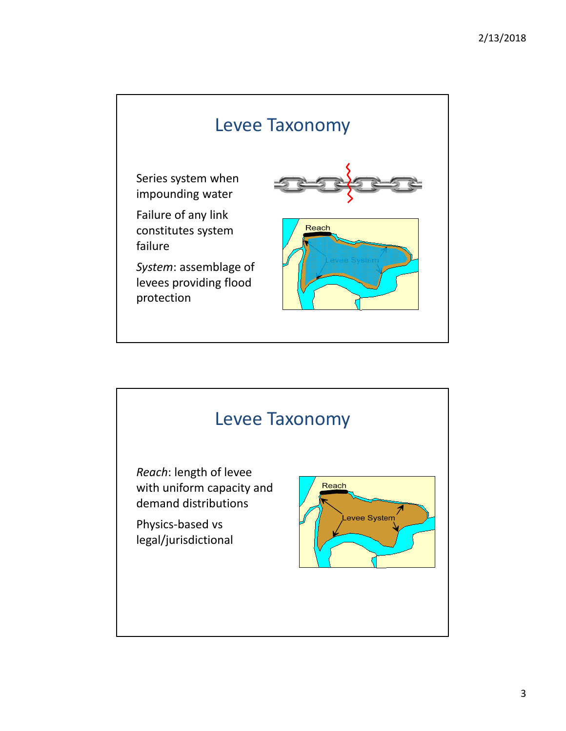## Levee Taxonomy

Series system when impounding water

Failure of any link constitutes system failure

*System*: assemblage of levees providing flood protection

## Levee Taxonomy

*Reach*: length of levee with uniform capacity and demand distributions

Physics-based vs legal/jurisdictional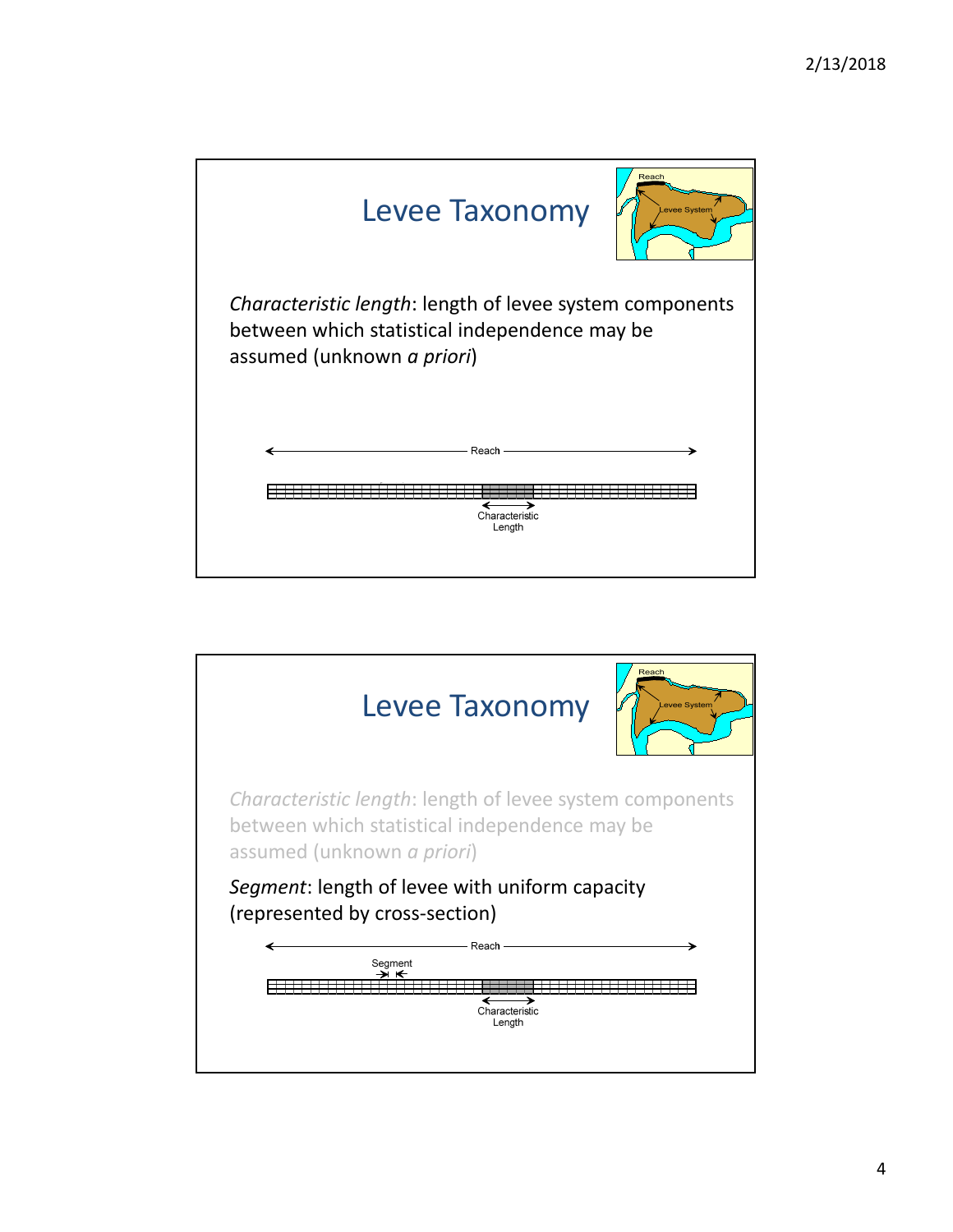## Levee Taxonomy

*Characteristic length*: length of levee system components between which statistical independence may be assumed (unknown *a priori*)

## Levee Taxonomy

*Characteristic length*: length of levee system components between which statistical independence may be assumed (unknown *a priori*)

*Segment*: length of levee with uniform capacity (represented by cross-section)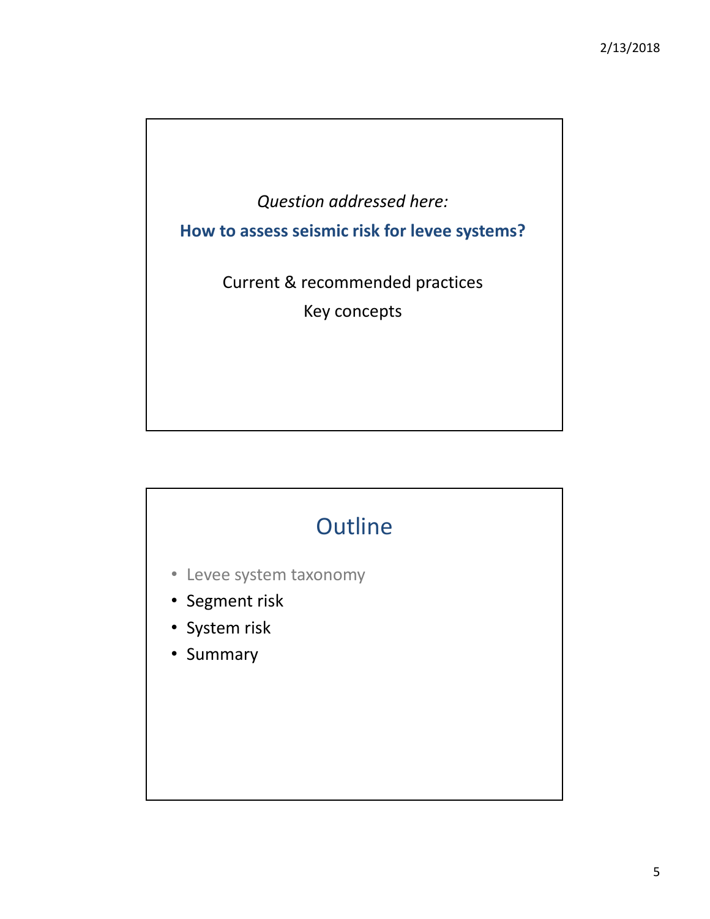*Question addressed here:*

**How to assess seismic risk for levee systems?**

Current & recommended practices

Key concepts

## Outline

- Levee system taxonomy
- Segment risk
- System risk
- Summary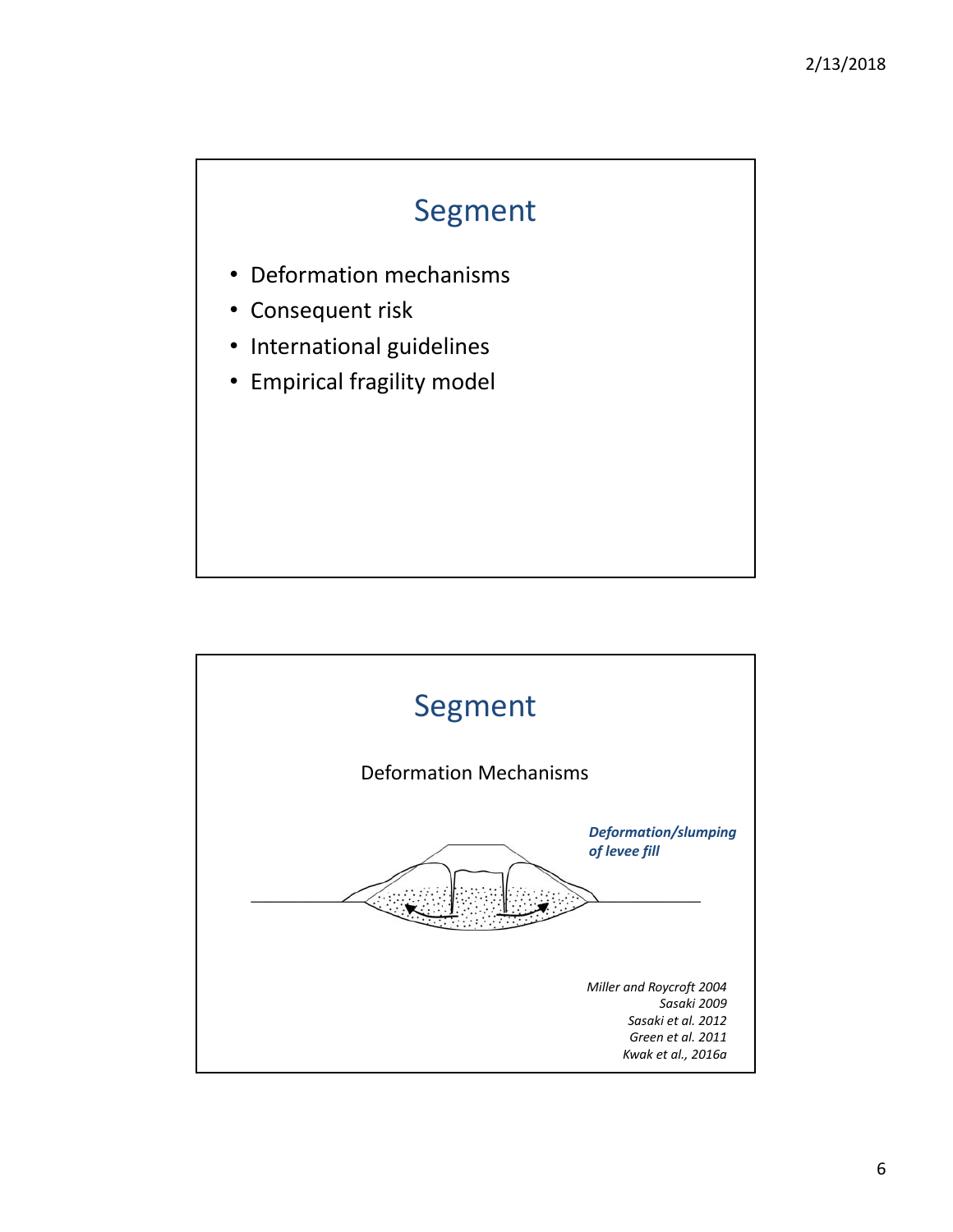# Segment

- Deformation mechanisms
- Consequent risk
- International guidelines
- Empirical fragility model

# Segment

Deformation Mechanisms

***Deformation/slumping of levee fill***

*Miller and Roycroft 2004*
*Sasaki 2009*
*Sasaki et al. 2012*
*Green et al. 2011*
*Kwak et al., 2016a*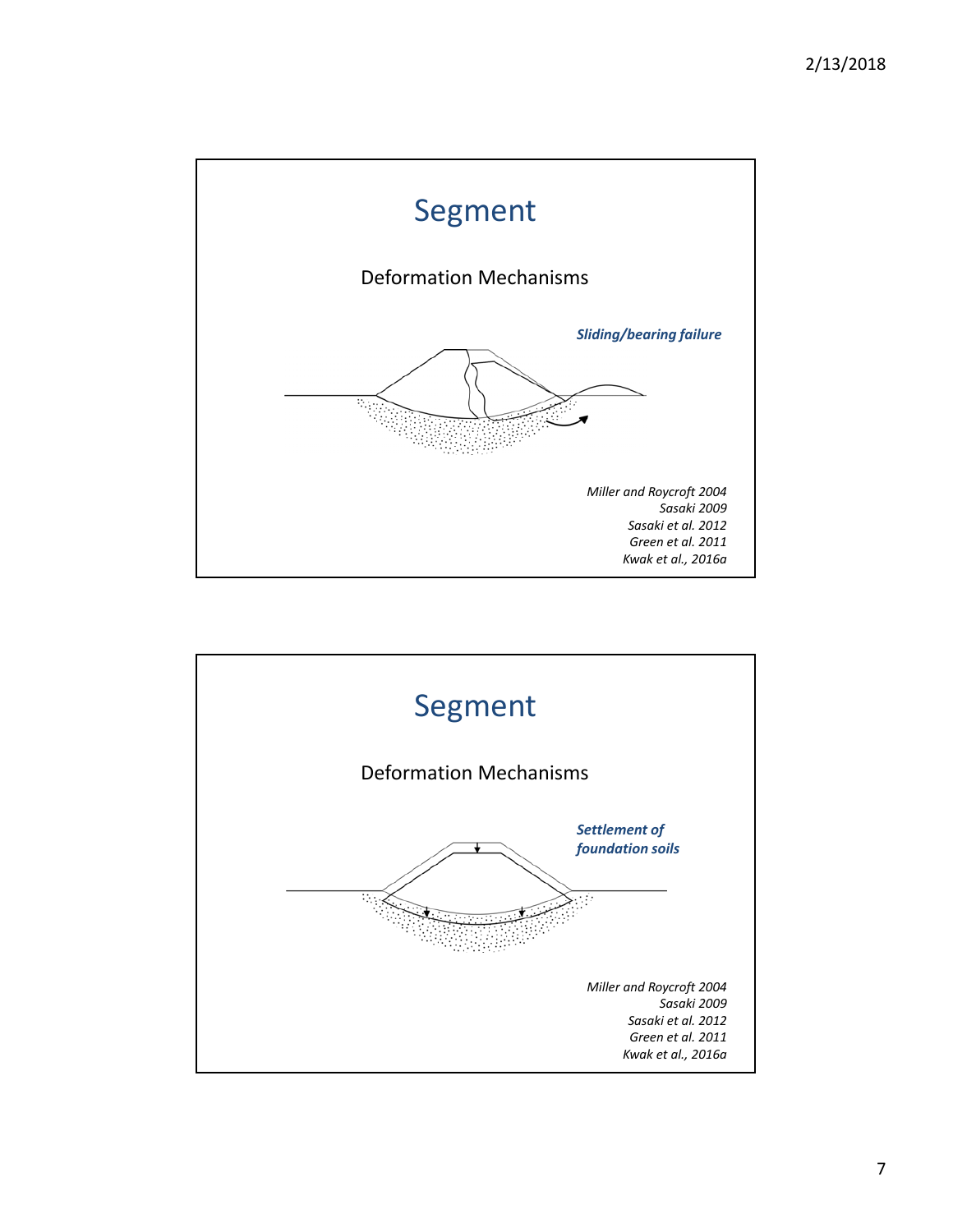# Segment

Deformation Mechanisms

***Sliding/bearing failure***

*Miller and Roycroft 2004*
*Sasaki 2009*
*Sasaki et al. 2012*
*Green et al. 2011*
*Kwak et al., 2016a*

# Segment

Deformation Mechanisms

***Settlement of foundation soils***

*Miller and Roycroft 2004*
*Sasaki 2009*
*Sasaki et al. 2012*
*Green et al. 2011*
*Kwak et al., 2016a*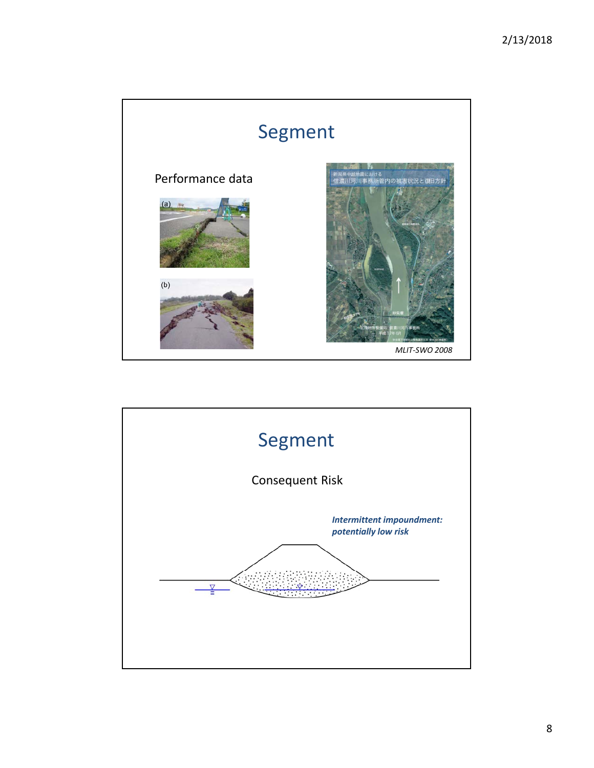## Segment

Performance data

(a)

(b)

新潟県中越地震における
信濃川河川事務所管内の被害状況と復旧方針

*MLIT-SWO 2008*

## Segment

Consequent Risk

***Intermittent impoundment: potentially low risk***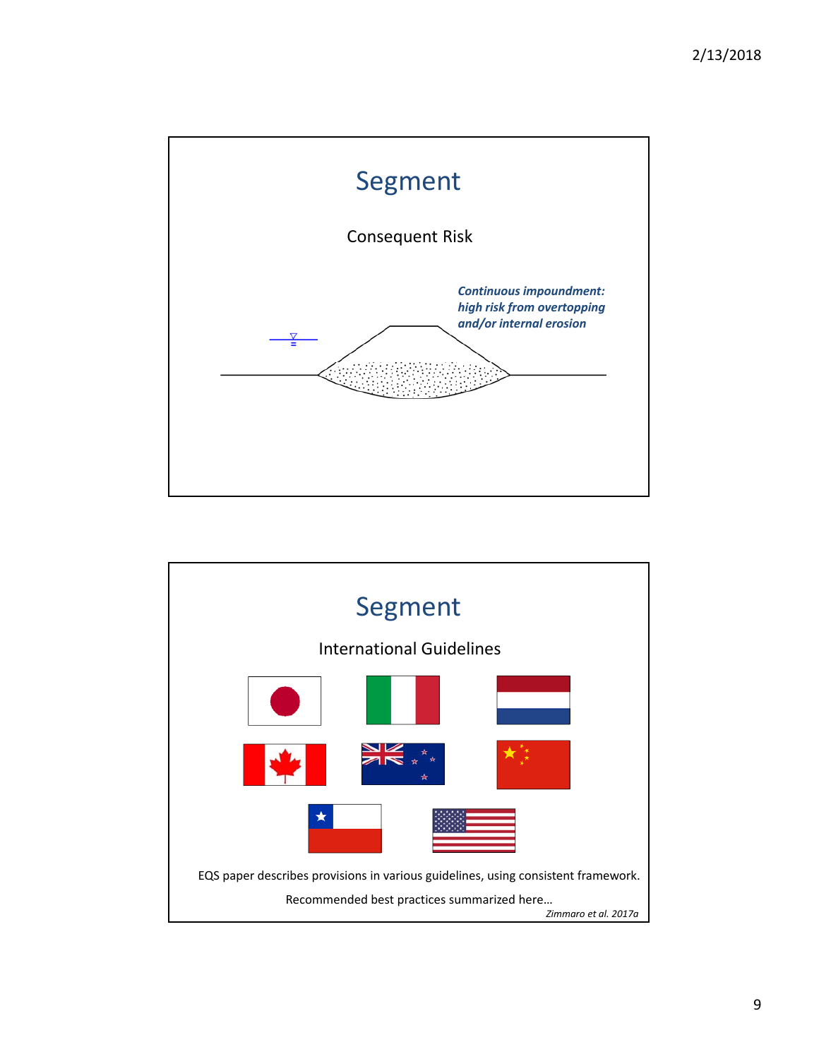## Segment

Consequent Risk

*Continuous impoundment: high risk from overtopping and/or internal erosion*

## Segment

International Guidelines

EQS paper describes provisions in various guidelines, using consistent framework.

Recommended best practices summarized here…

*Zimmaro et al. 2017a*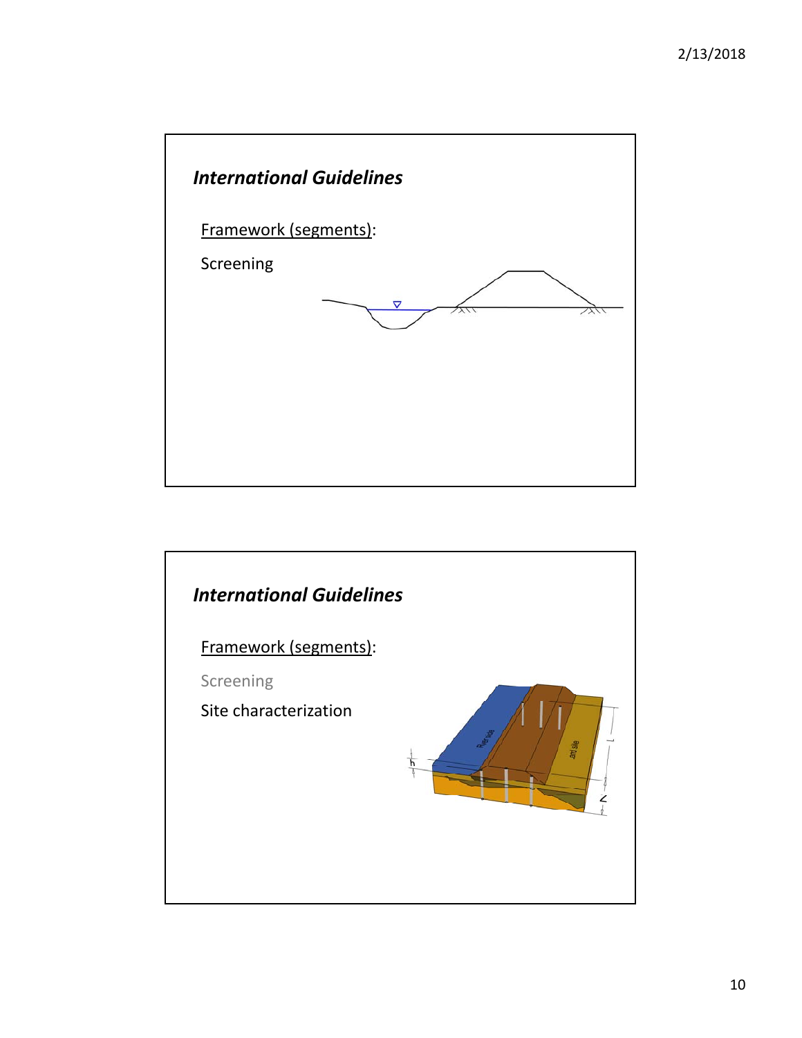## International Guidelines

Framework (segments):

Screening

## International Guidelines

Framework (segments):

Screening

Site characterization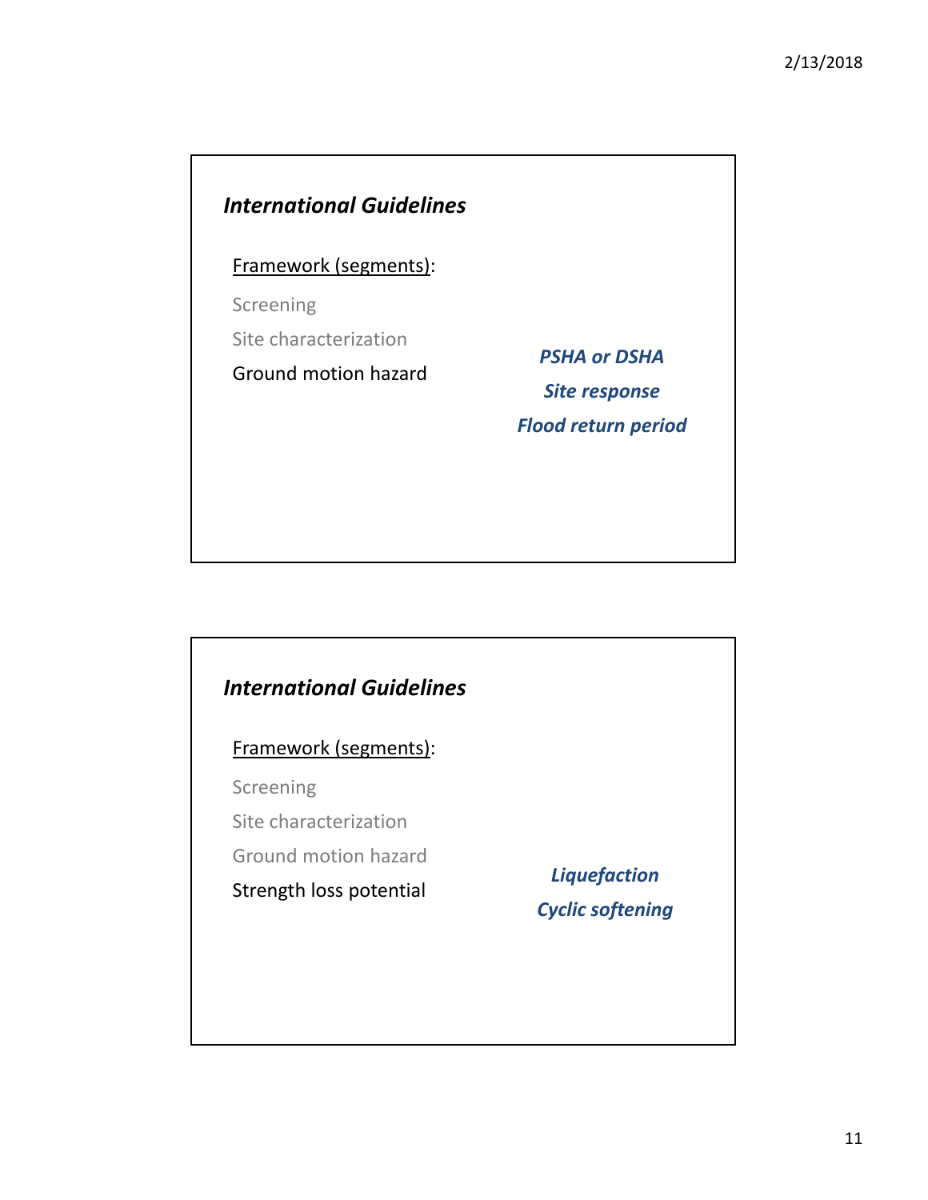## *International Guidelines*

Framework (segments):

Screening

Site characterization

Ground motion hazard

***PSHA or DSHA***

***Site response***

***Flood return period***

## *International Guidelines*

Framework (segments):

Screening

Site characterization

Ground motion hazard

Strength loss potential

***Liquefaction***

***Cyclic softening***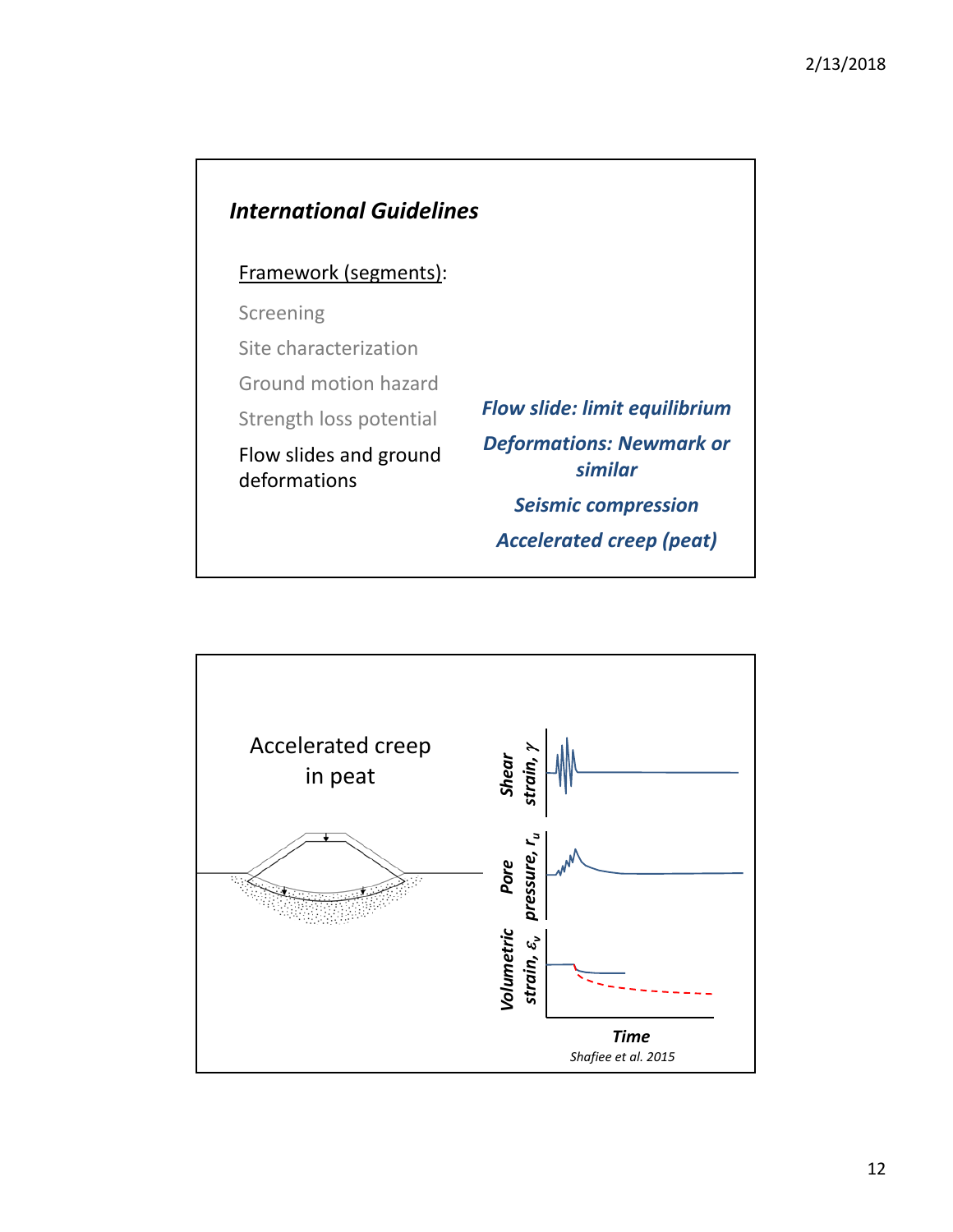## International Guidelines

Framework (segments):

Screening

Site characterization

Ground motion hazard

Strength loss potential

Flow slides and ground deformations

***Flow slide: limit equilibrium***

***Deformations: Newmark or similar***

***Seismic compression***

***Accelerated creep (peat)***

---

Accelerated creep in peat

***Shear strain, $\gamma$***

***Pore pressure, $r_u$***

***Volumetric strain, $\varepsilon_v$***

***Time***

*Shafiee et al. 2015*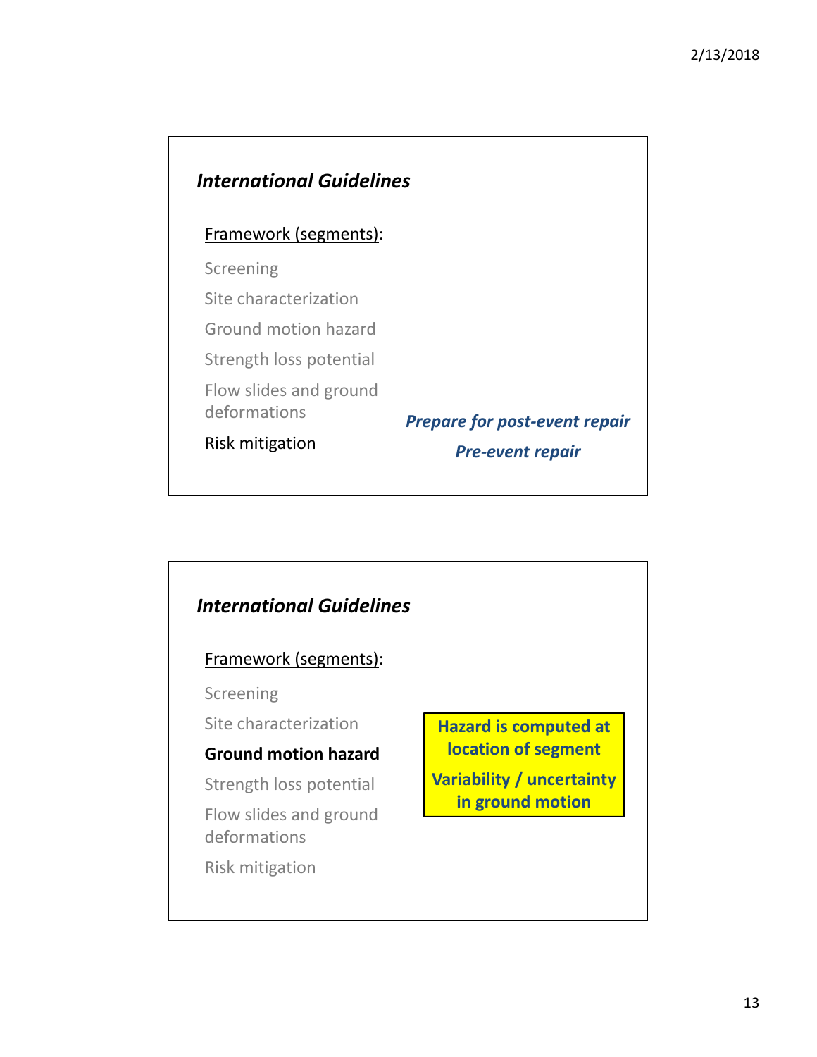## *International Guidelines*

Framework (segments):

- Screening
- Site characterization
- Ground motion hazard
- Strength loss potential
- Flow slides and ground deformations
- Risk mitigation

***Prepare for post-event repair***

***Pre-event repair***

## *International Guidelines*

Framework (segments):

- Screening
- Site characterization
- **Ground motion hazard**
- Strength loss potential
- Flow slides and ground deformations
- Risk mitigation

**Hazard is computed at location of segment**

**Variability / uncertainty in ground motion**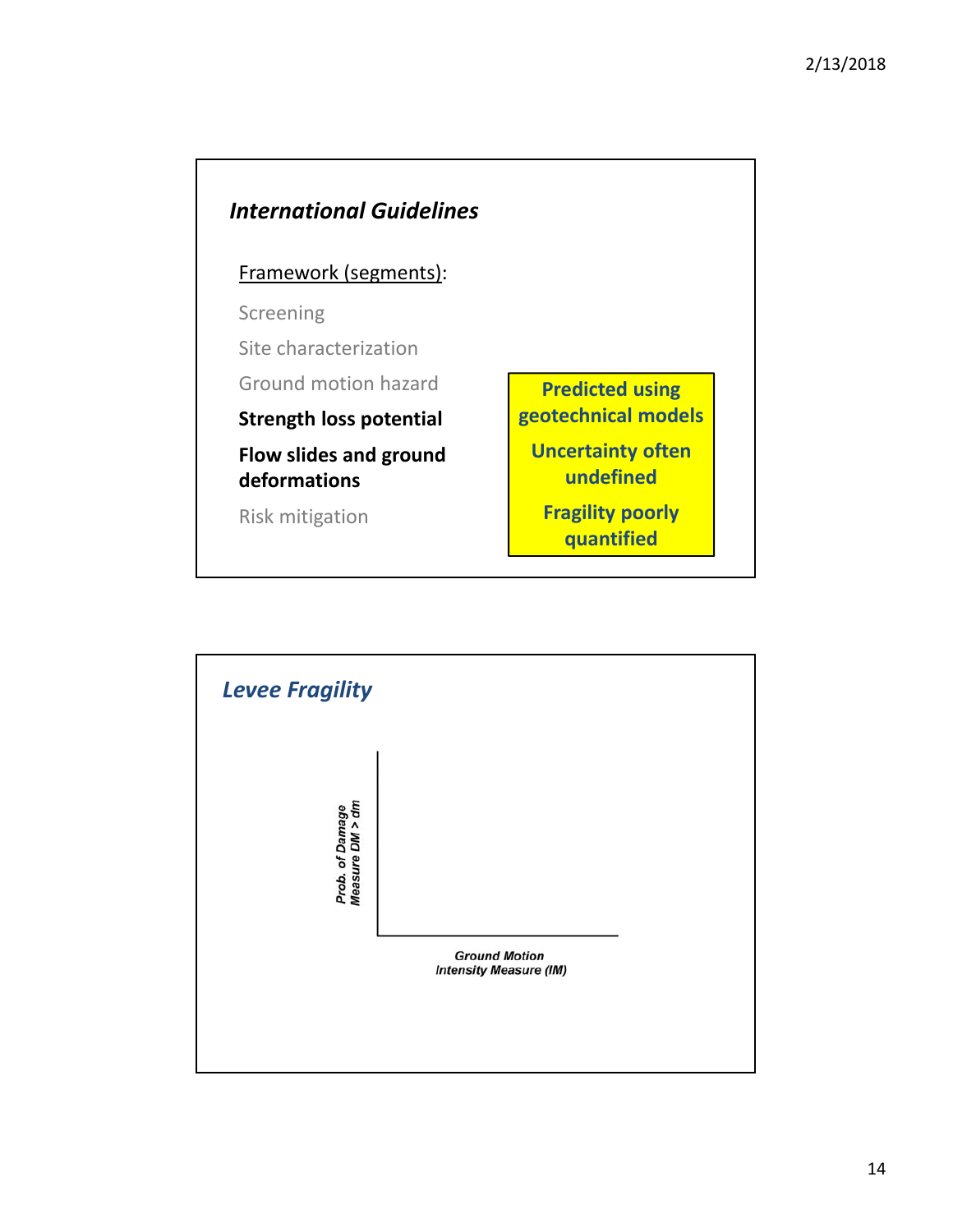## International Guidelines

Framework (segments):

Screening

Site characterization

Ground motion hazard

**Strength loss potential**

**Flow slides and ground deformations**

Risk mitigation

**Predicted using geotechnical models**

**Uncertainty often undefined**

**Fragility poorly quantified**

## Levee Fragility

*Prob. of Damage Measure DM > dm*

*Ground Motion Intensity Measure (IM)*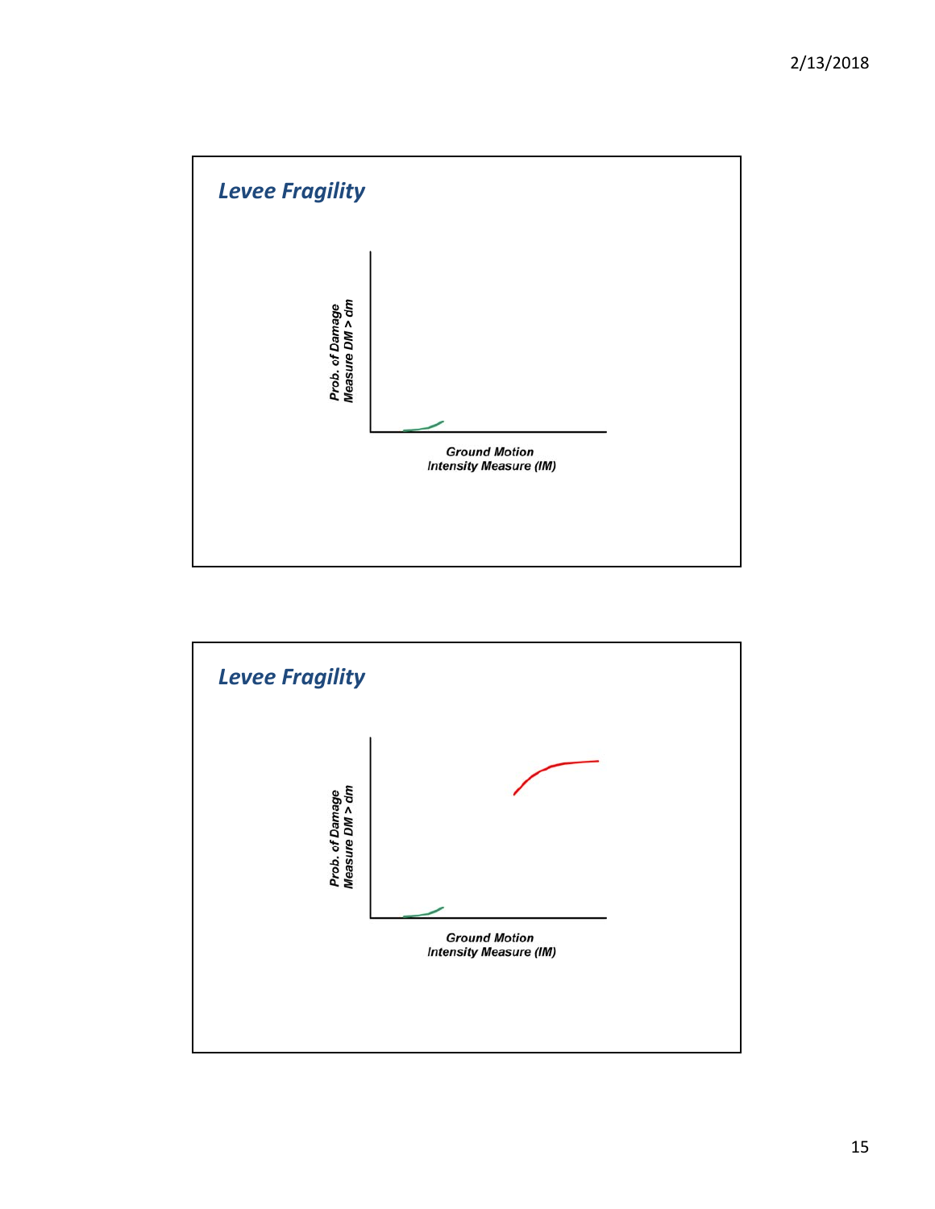## Levee Fragility

Prob. of Damage Measure DM > dm

Ground Motion Intensity Measure (IM)

## Levee Fragility

Prob. of Damage Measure DM > dm

Ground Motion Intensity Measure (IM)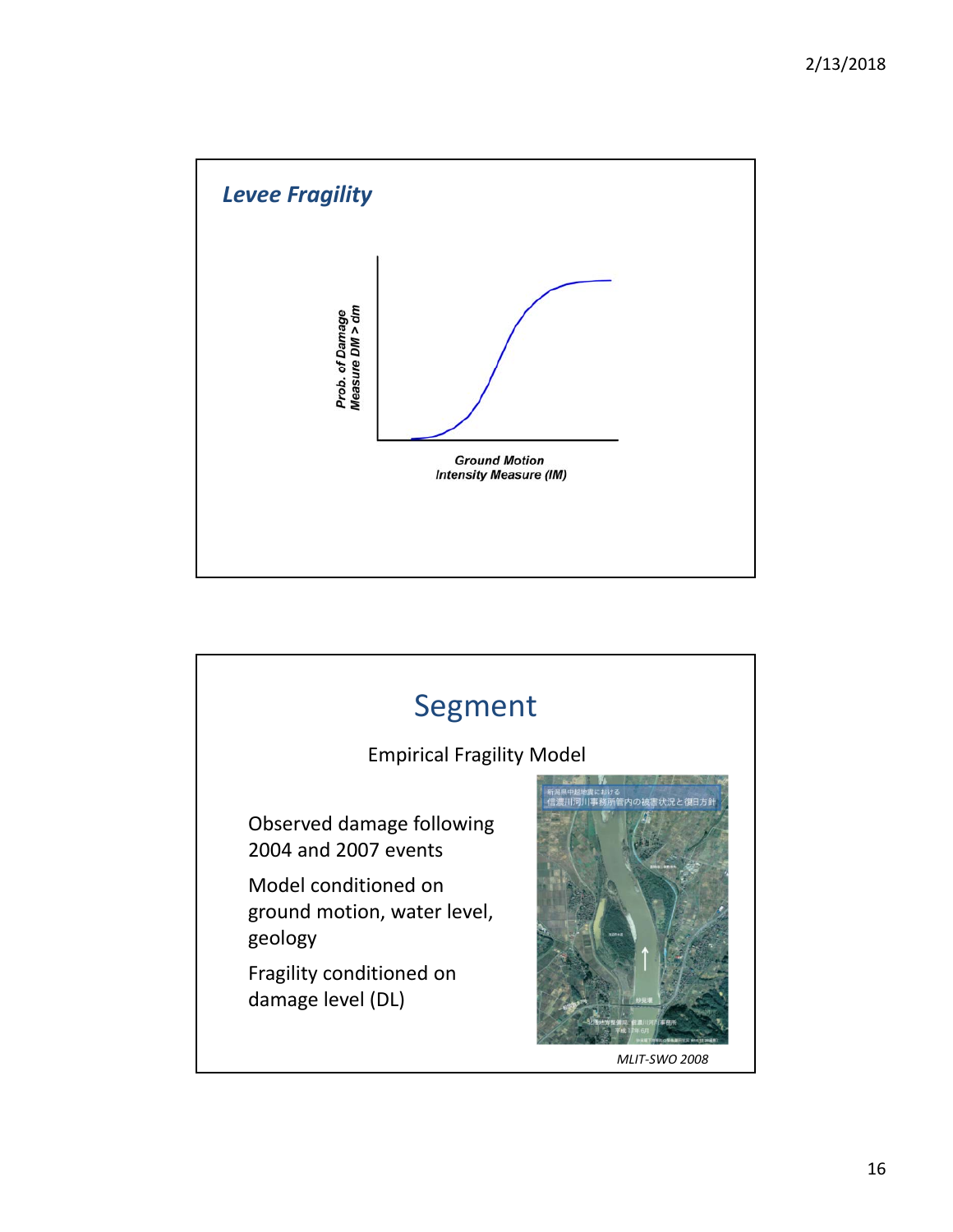## *Levee Fragility*

Prob. of Damage Measure DM > dm

Ground Motion Intensity Measure (IM)

## Segment

Empirical Fragility Model

Observed damage following 2004 and 2007 events

Model conditioned on ground motion, water level, geology

Fragility conditioned on damage level (DL)

*MLIT-SWO 2008*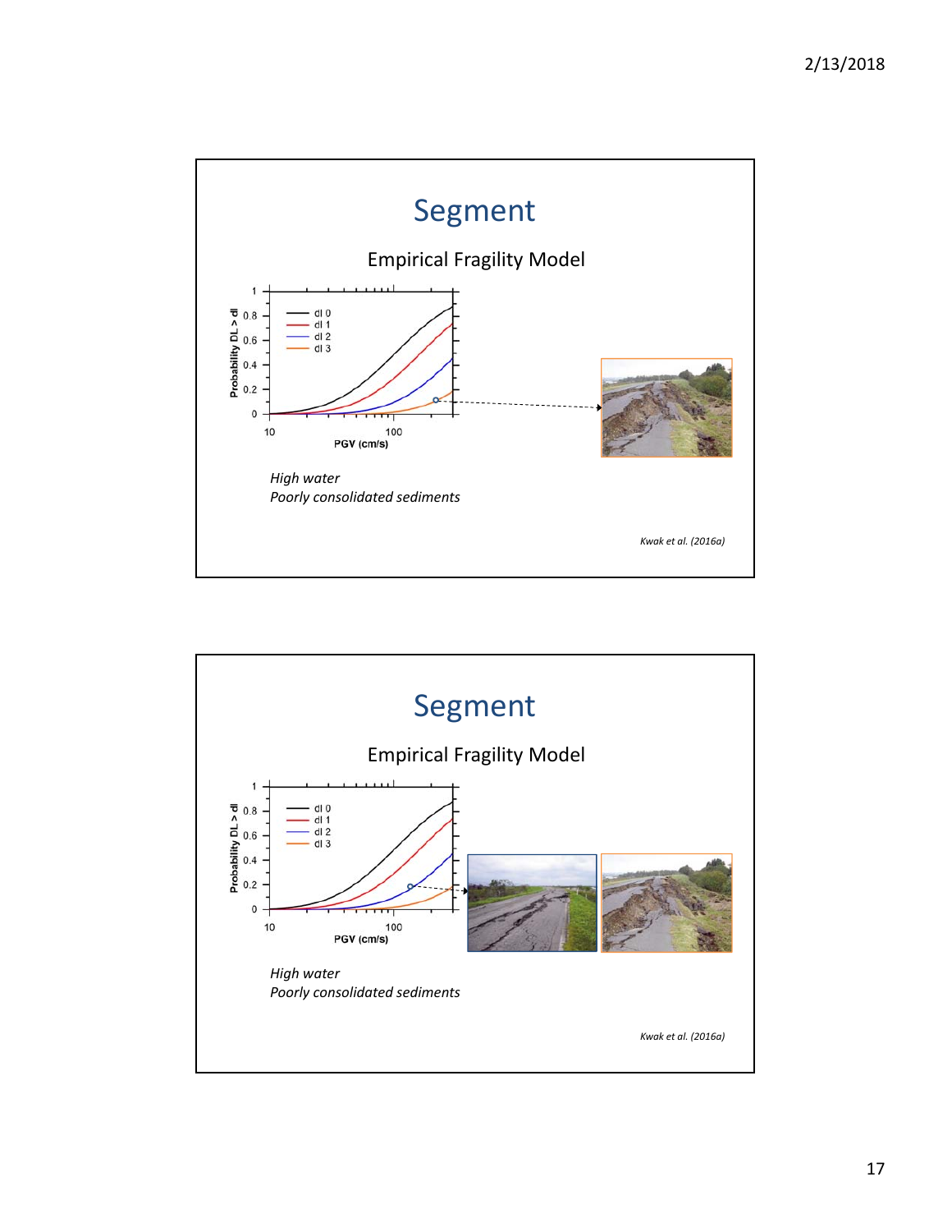# Segment

## Empirical Fragility Model

*High water*
*Poorly consolidated sediments*

*Kwak et al. (2016a)*

# Segment

## Empirical Fragility Model

*High water*
*Poorly consolidated sediments*

*Kwak et al. (2016a)*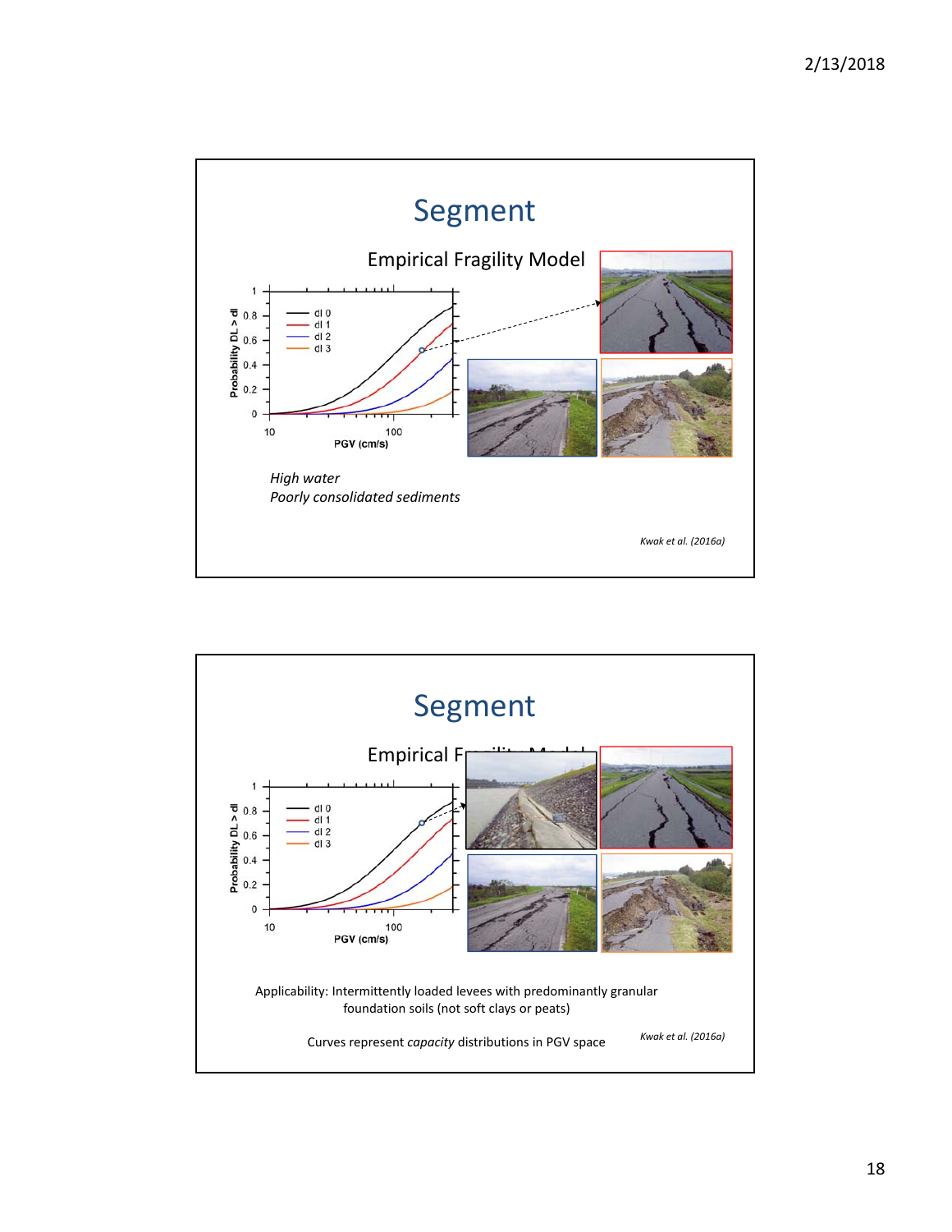# Segment

Empirical Fragility Model

*High water*
*Poorly consolidated sediments*

*Kwak et al. (2016a)*

# Segment

Empirical Fragility Model

Applicability: Intermittently loaded levees with predominantly granular foundation soils (not soft clays or peats)

Curves represent *capacity* distributions in PGV space

*Kwak et al. (2016a)*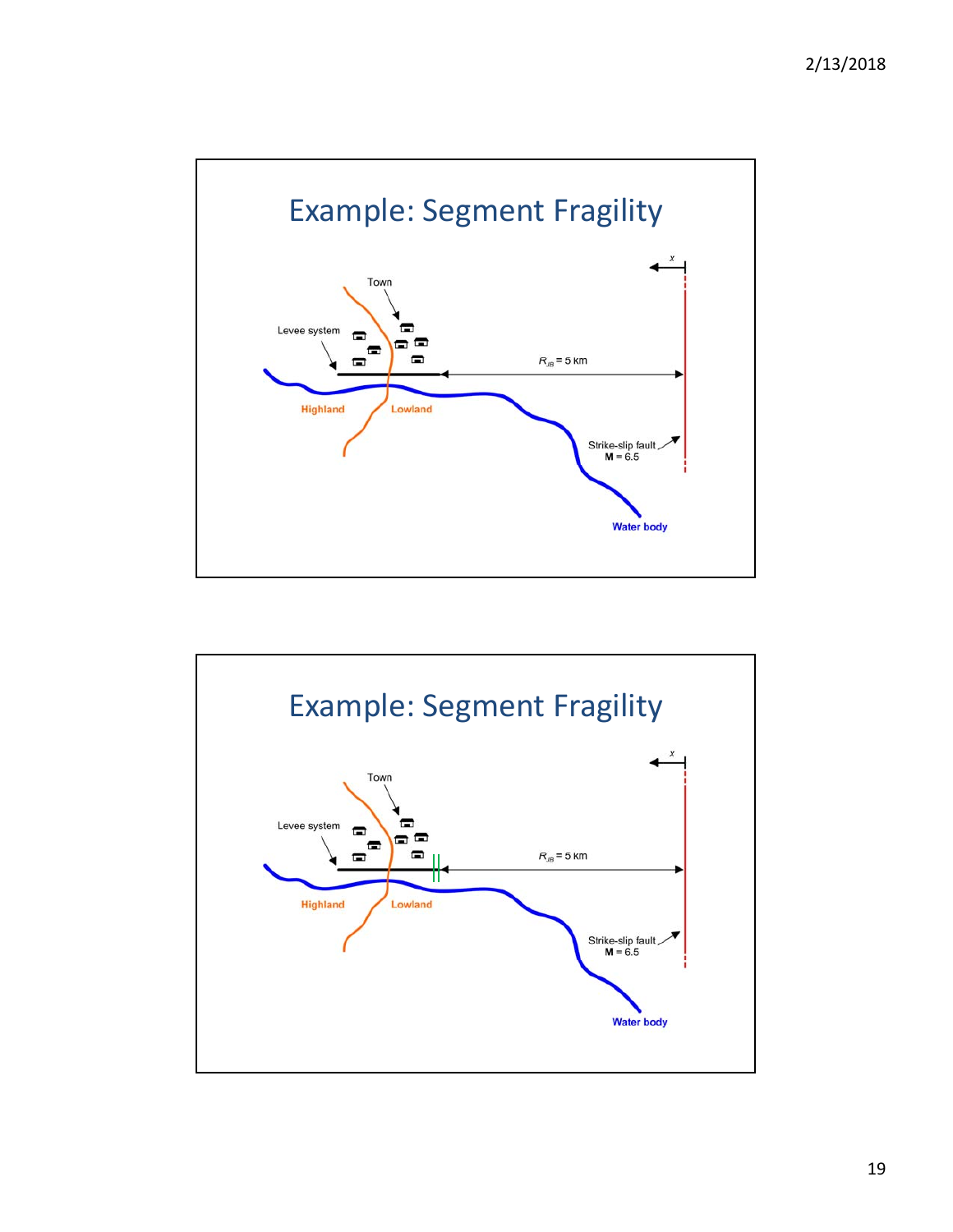# Example: Segment Fragility

Town

Levee system

$R_{JB} = 5$ km

$x$

Highland

Lowland

Strike-slip fault
**M** = 6.5

Water body

# Example: Segment Fragility

Town

Levee system

$R_{JB} = 5$ km

$x$

Highland

Lowland

Strike-slip fault
**M** = 6.5

Water body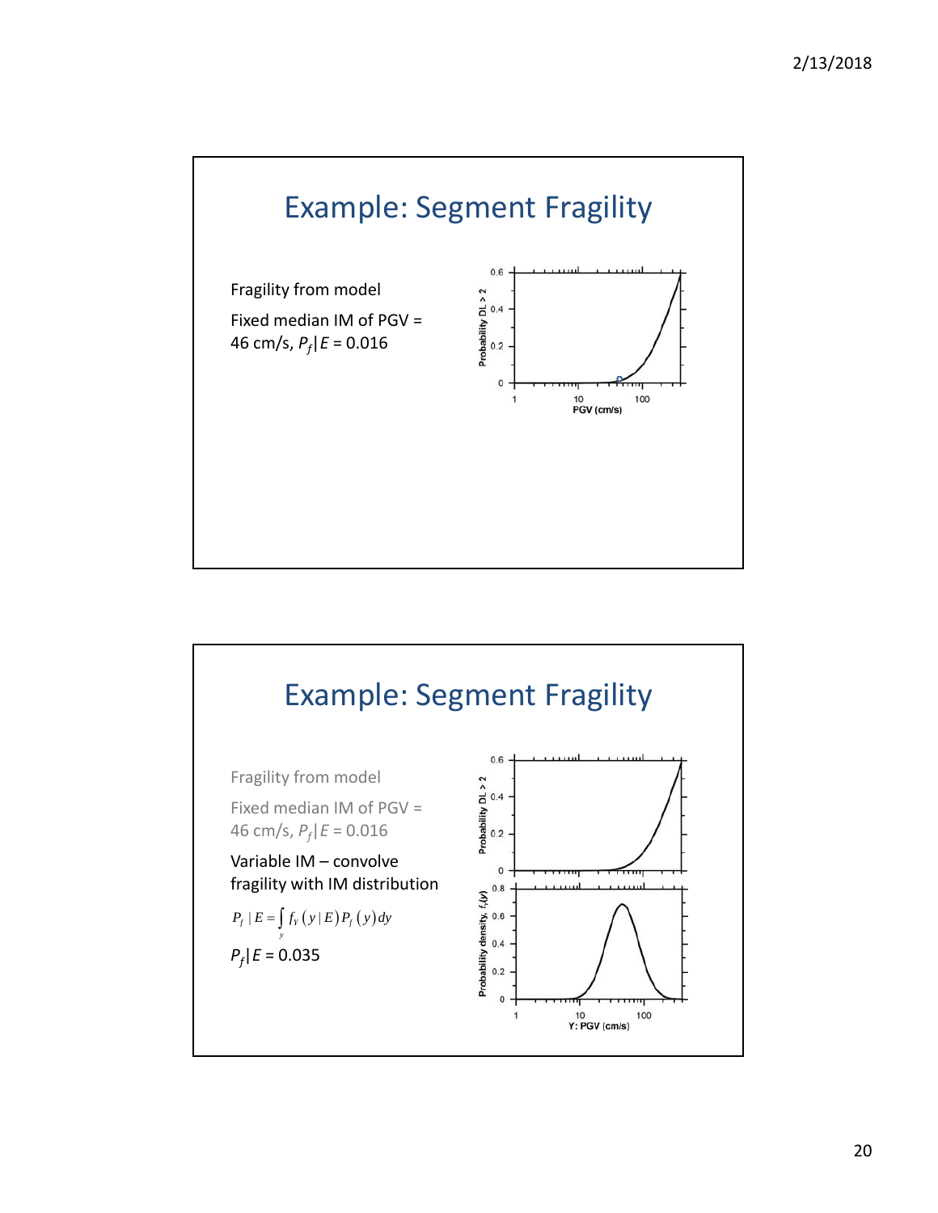# Example: Segment Fragility

Fragility from model

Fixed median IM of PGV = 46 cm/s, $P_f|E$ = 0.016

# Example: Segment Fragility

Fragility from model

Fixed median IM of PGV = 46 cm/s, $P_f|E$ = 0.016

Variable IM – convolve fragility with IM distribution

$$P_f \mid E = \int_y f_Y(y \mid E) P_f(y) dy$$

$P_f|E$ = 0.035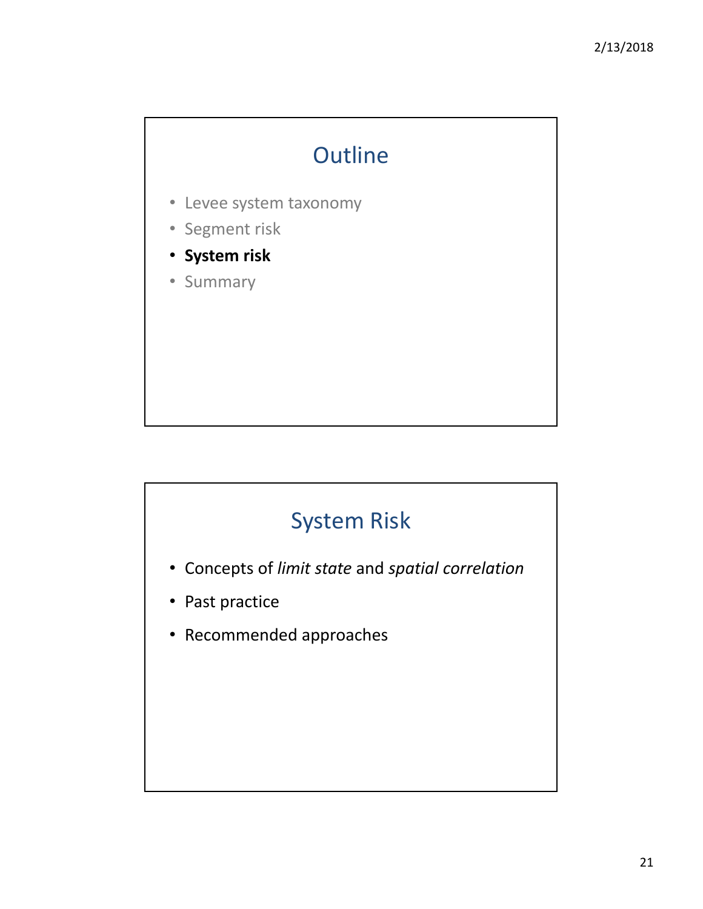## Outline

- Levee system taxonomy
- Segment risk
- **System risk**
- Summary

## System Risk

- Concepts of *limit state* and *spatial correlation*
- Past practice
- Recommended approaches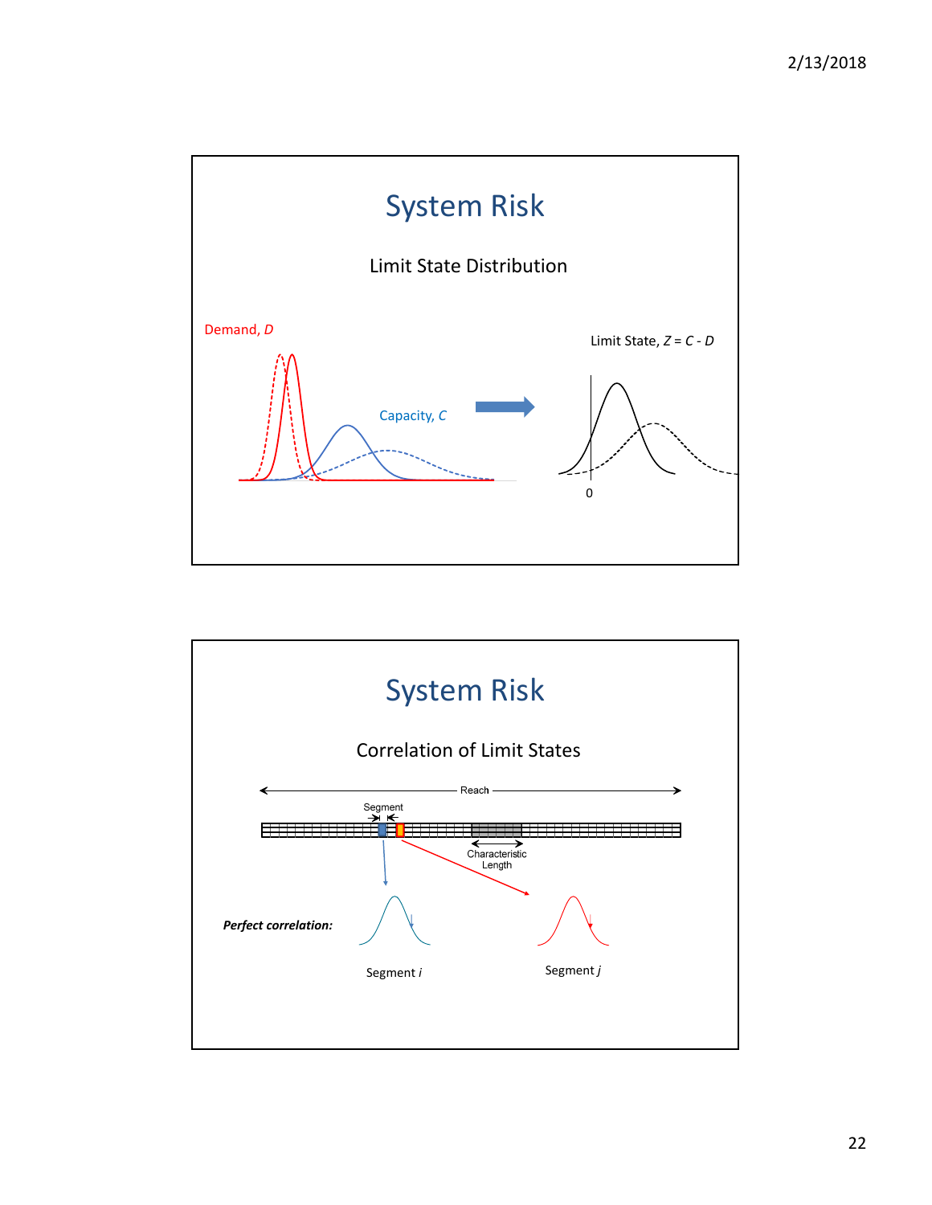# System Risk

## Limit State Distribution

Demand, $D$

Capacity, $C$

Limit State, $Z = C - D$

0

# System Risk

## Correlation of Limit States

Reach

Segment

Characteristic Length

***Perfect correlation:***

Segment $i$

Segment $j$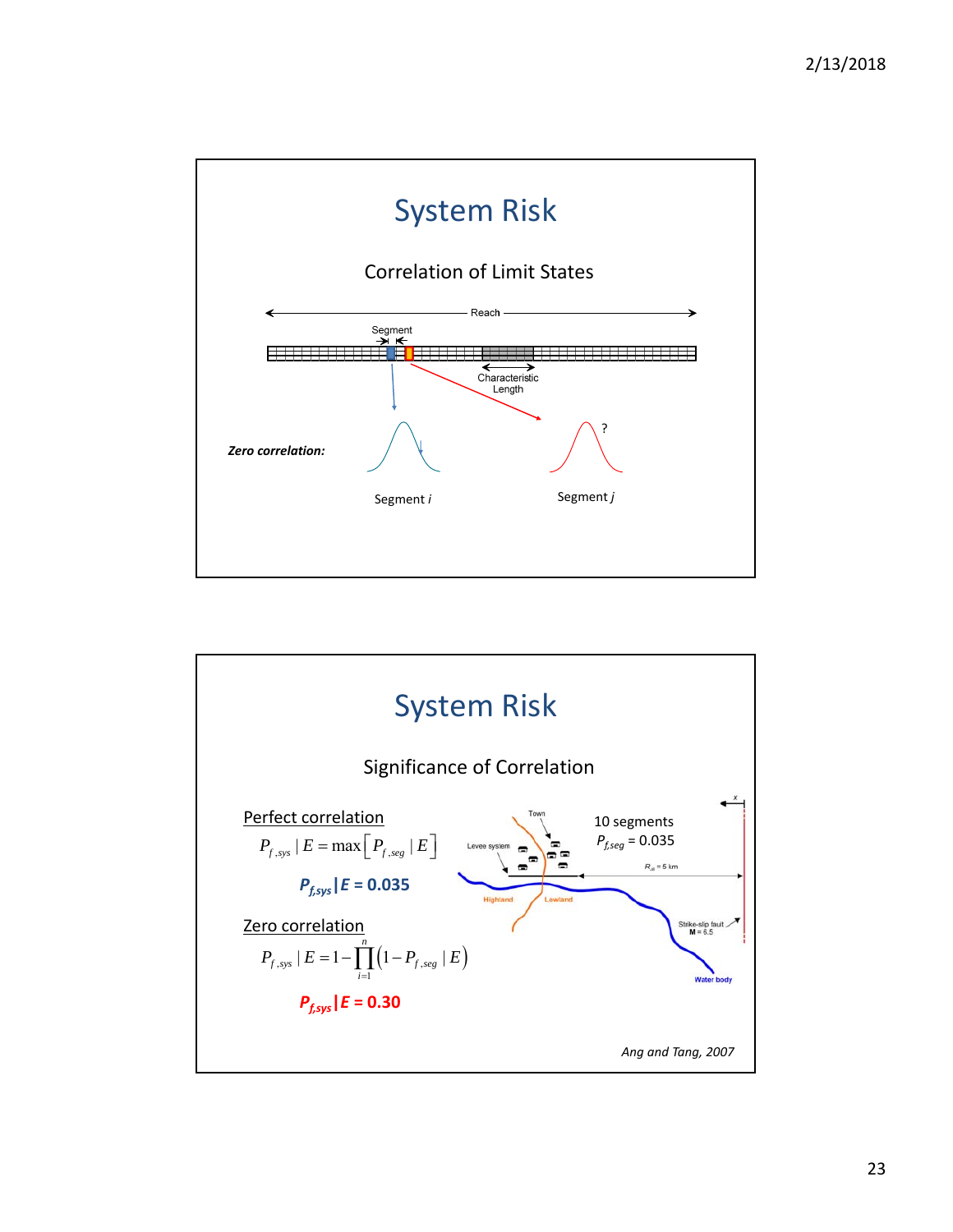# System Risk

## Correlation of Limit States

Reach

Segment

Characteristic Length

*Zero correlation:*

Segment *i*

Segment *j*

?

# System Risk

## Significance of Correlation

Perfect correlation

$$P_{f,sys} \mid E = \max\left[P_{f,seg} \mid E\right]$$

**$P_{f,sys} \mid E$ = 0.035**

Zero correlation

$$P_{f,sys} \mid E = 1 - \prod_{i=1}^{n}\left(1 - P_{f,seg} \mid E\right)$$

**$P_{f,sys} \mid E$ = 0.30**

10 segments

$P_{f,seg}$ = 0.035

Town

Levee system

Highland

Lowland

$R_{\beta}$ = 5 km

Strike-slip fault M = 6.5

Water body

*Ang and Tang, 2007*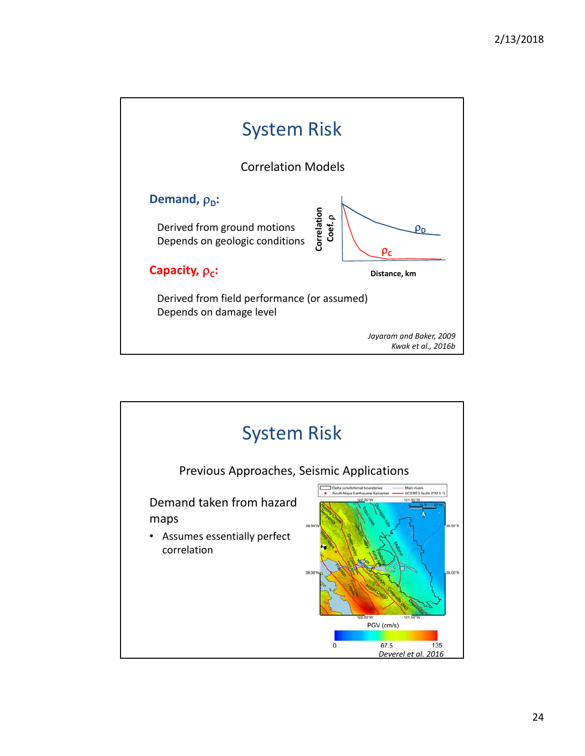# System Risk

Correlation Models

**Demand, $\rho_D$:**

Derived from ground motions
Depends on geologic conditions

**Capacity, $\rho_C$:**

Derived from field performance (or assumed)
Depends on damage level

*Jayaram and Baker, 2009*
*Kwak et al., 2016b*

# System Risk

Previous Approaches, Seismic Applications

Demand taken from hazard maps

- Assumes essentially perfect correlation

*Deverel et al. 2016*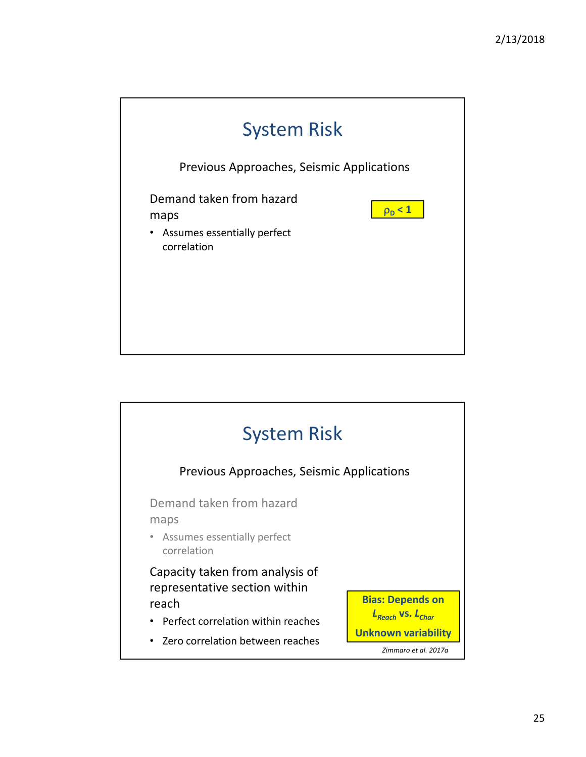## System Risk

Previous Approaches, Seismic Applications

Demand taken from hazard maps

- Assumes essentially perfect correlation

**$\rho_D < 1$**

## System Risk

Previous Approaches, Seismic Applications

Demand taken from hazard maps

- Assumes essentially perfect correlation

Capacity taken from analysis of representative section within reach

- Perfect correlation within reaches
- Zero correlation between reaches

**Bias: Depends on $L_{Reach}$ vs. $L_{Char}$**

**Unknown variability**

*Zimmaro et al. 2017a*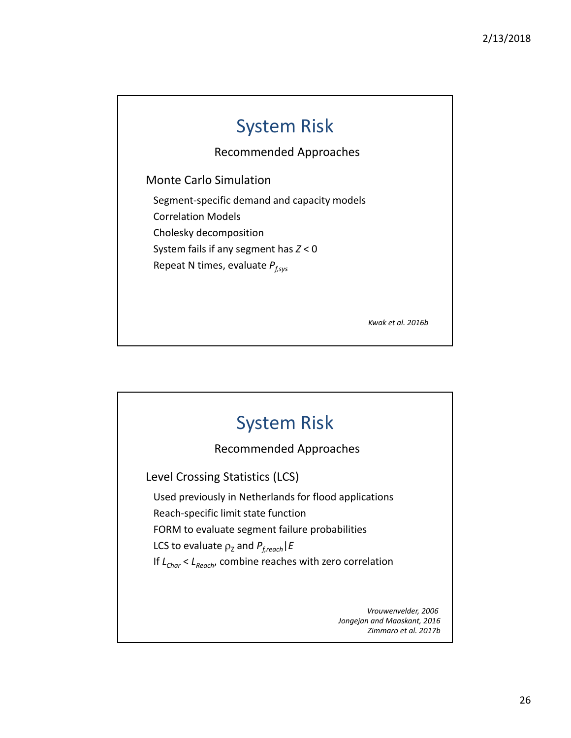# System Risk

## Recommended Approaches

### Monte Carlo Simulation

- Segment-specific demand and capacity models
- Correlation Models
- Cholesky decomposition
- System fails if any segment has $Z < 0$
- Repeat N times, evaluate $P_{f,sys}$

*Kwak et al. 2016b*

# System Risk

## Recommended Approaches

### Level Crossing Statistics (LCS)

- Used previously in Netherlands for flood applications
- Reach-specific limit state function
- FORM to evaluate segment failure probabilities
- LCS to evaluate $\rho_Z$ and $P_{f,reach}|E$
- If $L_{Char} < L_{Reach}$, combine reaches with zero correlation

*Vrouwenvelder, 2006*
*Jongejan and Maaskant, 2016*
*Zimmaro et al. 2017b*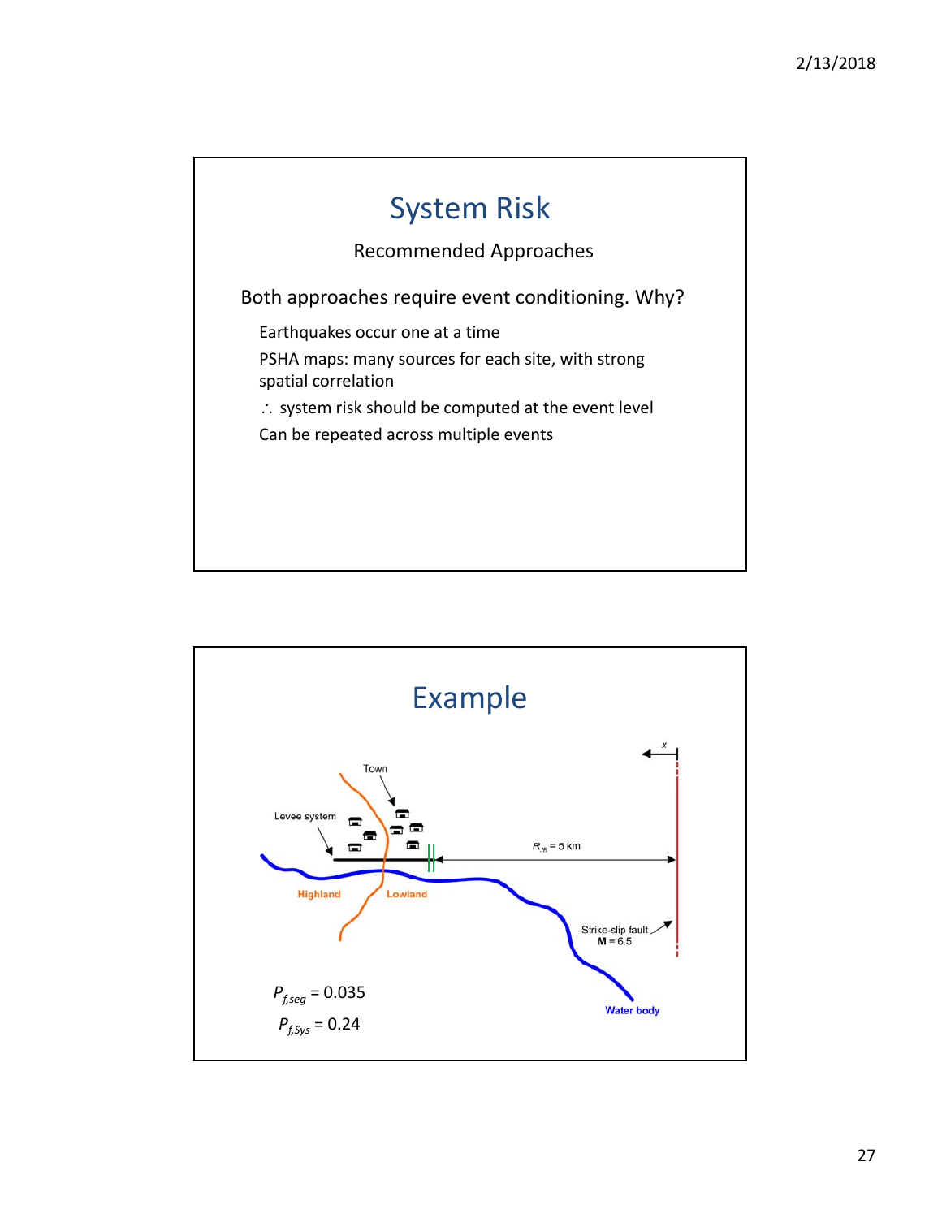# System Risk

Recommended Approaches

Both approaches require event conditioning. Why?

- Earthquakes occur one at a time
- PSHA maps: many sources for each site, with strong spatial correlation
- ∴ system risk should be computed at the event level
- Can be repeated across multiple events

# Example

Town

Levee system

$R_{JB}$ = 5 km

$x$

Highland

Lowland

Strike-slip fault
**M** = 6.5

Water body

$P_{f,seg}$ = 0.035

$P_{f,Sys}$ = 0.24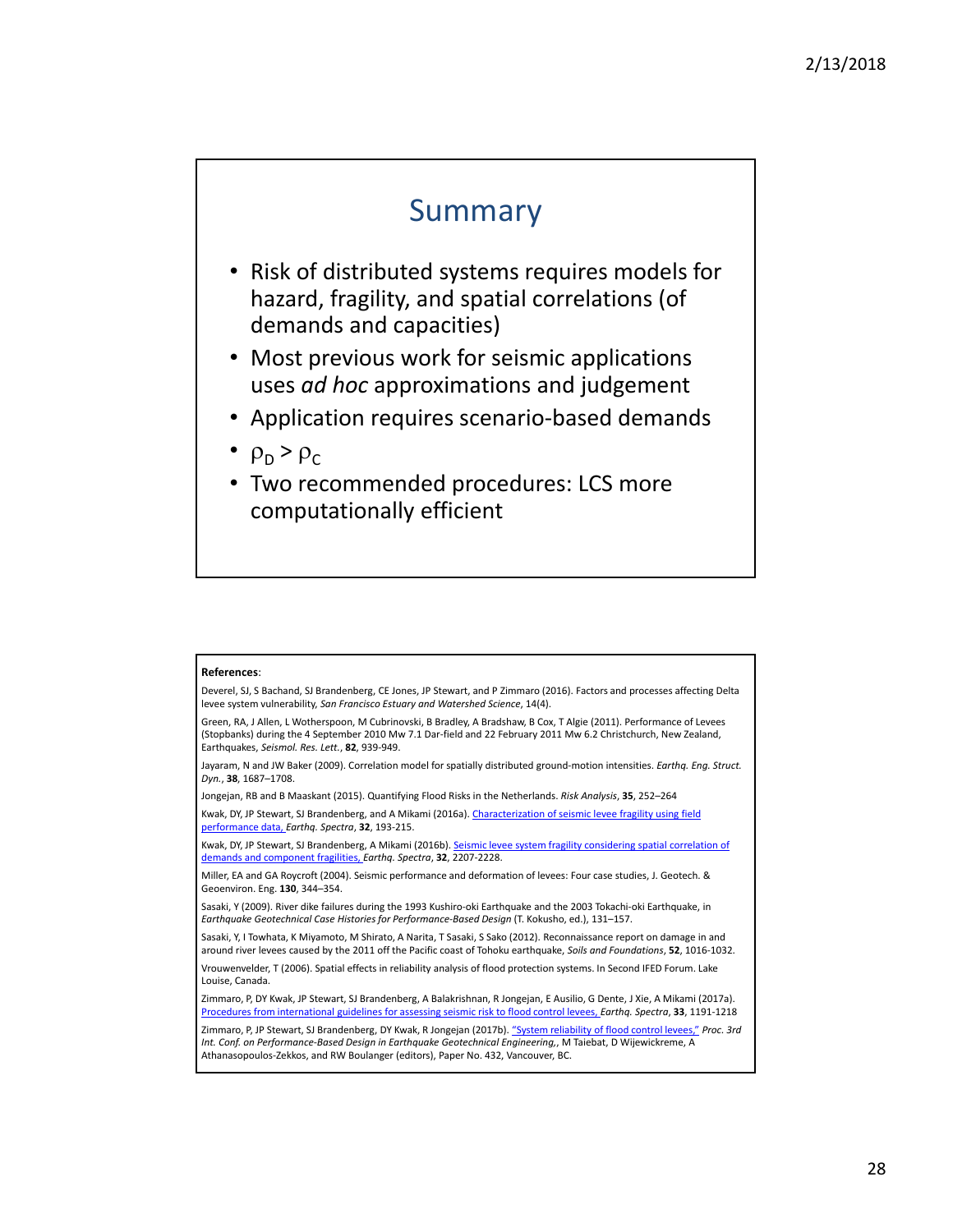# Summary

- Risk of distributed systems requires models for hazard, fragility, and spatial correlations (of demands and capacities)
- Most previous work for seismic applications uses *ad hoc* approximations and judgement
- Application requires scenario-based demands
- $\rho_D > \rho_C$
- Two recommended procedures: LCS more computationally efficient

**References**:

Deverel, SJ, S Bachand, SJ Brandenberg, CE Jones, JP Stewart, and P Zimmaro (2016). Factors and processes affecting Delta levee system vulnerability, *San Francisco Estuary and Watershed Science*, 14(4).

Green, RA, J Allen, L Wotherspoon, M Cubrinovski, B Bradley, A Bradshaw, B Cox, T Algie (2011). Performance of Levees (Stopbanks) during the 4 September 2010 Mw 7.1 Dar-field and 22 February 2011 Mw 6.2 Christchurch, New Zealand, Earthquakes, *Seismol. Res. Lett.*, **82**, 939-949.

Jayaram, N and JW Baker (2009). Correlation model for spatially distributed ground-motion intensities. *Earthq. Eng. Struct. Dyn.*, **38**, 1687–1708.

Jongejan, RB and B Maaskant (2015). Quantifying Flood Risks in the Netherlands. *Risk Analysis*, **35**, 252–264

Kwak, DY, JP Stewart, SJ Brandenberg, and A Mikami (2016a). Characterization of seismic levee fragility using field performance data, *Earthq. Spectra*, **32**, 193-215.

Kwak, DY, JP Stewart, SJ Brandenberg, A Mikami (2016b). Seismic levee system fragility considering spatial correlation of demands and component fragilities, *Earthq. Spectra*, **32**, 2207-2228.

Miller, EA and GA Roycroft (2004). Seismic performance and deformation of levees: Four case studies, J. Geotech. & Geoenviron. Eng. **130**, 344–354.

Sasaki, Y (2009). River dike failures during the 1993 Kushiro-oki Earthquake and the 2003 Tokachi-oki Earthquake, in *Earthquake Geotechnical Case Histories for Performance-Based Design* (T. Kokusho, ed.), 131–157.

Sasaki, Y, I Towhata, K Miyamoto, M Shirato, A Narita, T Sasaki, S Sako (2012). Reconnaissance report on damage in and around river levees caused by the 2011 off the Pacific coast of Tohoku earthquake, *Soils and Foundations*, **52**, 1016-1032.

Vrouwenvelder, T (2006). Spatial effects in reliability analysis of flood protection systems. In Second IFED Forum. Lake Louise, Canada.

Zimmaro, P, DY Kwak, JP Stewart, SJ Brandenberg, A Balakrishnan, R Jongejan, E Ausilio, G Dente, J Xie, A Mikami (2017a). Procedures from international guidelines for assessing seismic risk to flood control levees, *Earthq. Spectra*, **33**, 1191-1218

Zimmaro, P, JP Stewart, SJ Brandenberg, DY Kwak, R Jongejan (2017b). "System reliability of flood control levees," *Proc. 3rd Int. Conf. on Performance-Based Design in Earthquake Geotechnical Engineering,*, M Taiebat, D Wijewickreme, A Athanasopoulos-Zekkos, and RW Boulanger (editors), Paper No. 432, Vancouver, BC.